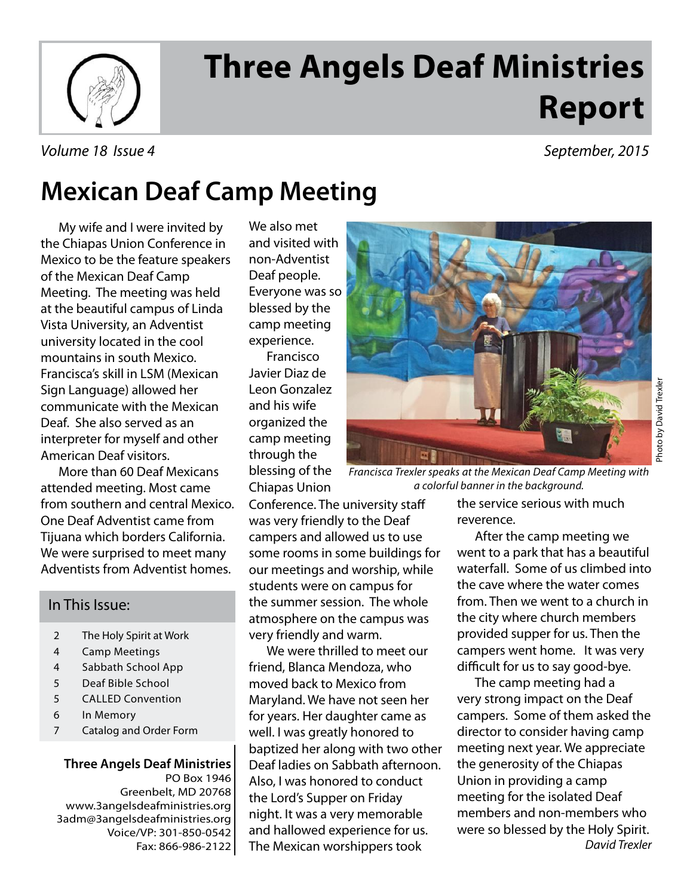# Three Angels Deaf Ministries Report

*Volume 18 Issue 4* *September, 2015*

## Mexican Deaf Camp Meeting

My wife and I were invited by the Chiapas Union Conference in Mexico to be the feature speakers of the Mexican Deaf Camp Meeting. The meeting was held at the beautiful campus of Linda Vista University, an Adventist university located in the cool mountains in south Mexico. Francisca's skill in LSM (Mexican Sign Language) allowed her communicate with the Mexican Deaf. She also served as an interpreter for myself and other American Deaf visitors.

More than 60 Deaf Mexicans attended meeting. Most came from southern and central Mexico. One Deaf Adventist came from Tijuana which borders California. We were surprised to meet many Adventists from Adventist homes. We also met and visited with non-Adventist Deaf people. Everyone was so blessed by the camp meeting experience.

Francisco Javier Diaz de Leon Gonzalez and his wife organized the camp meeting through the blessing of the Chiapas Union Conference. The university staff was very friendly to the Deaf campers and allowed us to use some rooms in some buildings for our meetings and worship, while students were on campus for the summer session. The whole atmosphere on the campus was very friendly and warm.

We were thrilled to meet our friend, Blanca Mendoza, who moved back to Mexico from Maryland. We have not seen her for years. Her daughter came as well. I was greatly honored to baptized her along with two other Deaf ladies on Sabbath afternoon. Also, I was honored to conduct the Lord's Supper on Friday night. It was a very memorable and hallowed experience for us. The Mexican worshippers took the service serious with much reverence.

*Francisca Trexler speaks at the Mexican Deaf Camp Meeting with a colorful banner in the background.*

Photo by David Trexler

After the camp meeting we went to a park that has a beautiful waterfall. Some of us climbed into the cave where the water comes from. Then we went to a church in the city where church members provided supper for us. Then the campers went home. It was very difficult for us to say good-bye.

The camp meeting had a very strong impact on the Deaf campers. Some of them asked the director to consider having camp meeting next year. We appreciate the generosity of the Chiapas Union in providing a camp meeting for the isolated Deaf members and non-members who were so blessed by the Holy Spirit.

*David Trexler*

### In This Issue:

| | |
|---|---|
| 2 | The Holy Spirit at Work |
| 4 | Camp Meetings |
| 4 | Sabbath School App |
| 5 | Deaf Bible School |
| 5 | CALLED Convention |
| 6 | In Memory |
| 7 | Catalog and Order Form |

**Three Angels Deaf Ministries**
PO Box 1946
Greenbelt, MD 20768
www.3angelsdeafministries.org
3adm@3angelsdeafministries.org
Voice/VP: 301-850-0542
Fax: 866-986-2122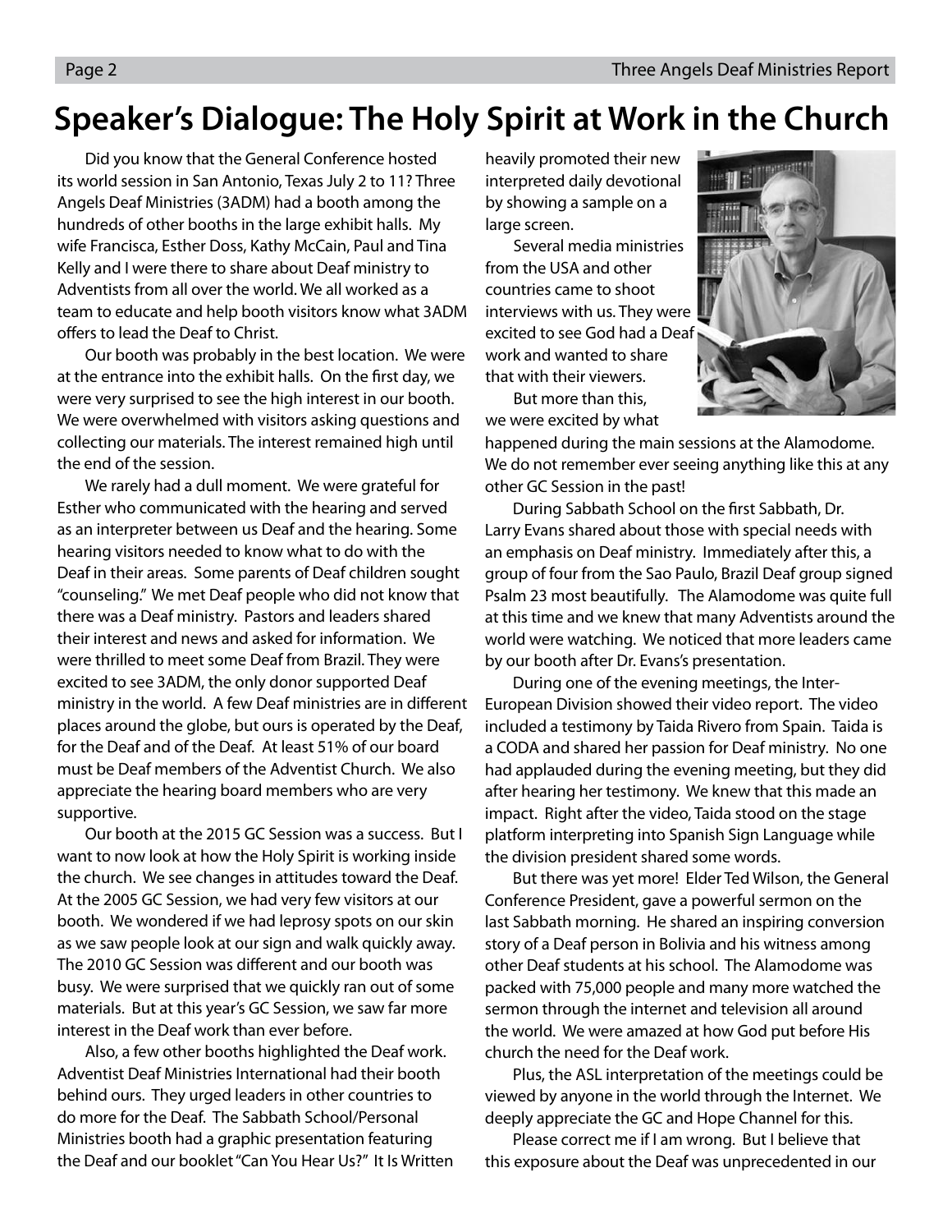# Speaker's Dialogue: The Holy Spirit at Work in the Church

Did you know that the General Conference hosted its world session in San Antonio, Texas July 2 to 11? Three Angels Deaf Ministries (3ADM) had a booth among the hundreds of other booths in the large exhibit halls. My wife Francisca, Esther Doss, Kathy McCain, Paul and Tina Kelly and I were there to share about Deaf ministry to Adventists from all over the world. We all worked as a team to educate and help booth visitors know what 3ADM offers to lead the Deaf to Christ.

Our booth was probably in the best location. We were at the entrance into the exhibit halls. On the first day, we were very surprised to see the high interest in our booth. We were overwhelmed with visitors asking questions and collecting our materials. The interest remained high until the end of the session.

We rarely had a dull moment. We were grateful for Esther who communicated with the hearing and served as an interpreter between us Deaf and the hearing. Some hearing visitors needed to know what to do with the Deaf in their areas. Some parents of Deaf children sought "counseling." We met Deaf people who did not know that there was a Deaf ministry. Pastors and leaders shared their interest and news and asked for information. We were thrilled to meet some Deaf from Brazil. They were excited to see 3ADM, the only donor supported Deaf ministry in the world. A few Deaf ministries are in different places around the globe, but ours is operated by the Deaf, for the Deaf and of the Deaf. At least 51% of our board must be Deaf members of the Adventist Church. We also appreciate the hearing board members who are very supportive.

Our booth at the 2015 GC Session was a success. But I want to now look at how the Holy Spirit is working inside the church. We see changes in attitudes toward the Deaf. At the 2005 GC Session, we had very few visitors at our booth. We wondered if we had leprosy spots on our skin as we saw people look at our sign and walk quickly away. The 2010 GC Session was different and our booth was busy. We were surprised that we quickly ran out of some materials. But at this year's GC Session, we saw far more interest in the Deaf work than ever before.

Also, a few other booths highlighted the Deaf work. Adventist Deaf Ministries International had their booth behind ours. They urged leaders in other countries to do more for the Deaf. The Sabbath School/Personal Ministries booth had a graphic presentation featuring the Deaf and our booklet "Can You Hear Us?" It Is Written heavily promoted their new interpreted daily devotional by showing a sample on a large screen.

Several media ministries from the USA and other countries came to shoot interviews with us. They were excited to see God had a Deaf work and wanted to share that with their viewers.

But more than this, we were excited by what happened during the main sessions at the Alamodome. We do not remember ever seeing anything like this at any other GC Session in the past!

During Sabbath School on the first Sabbath, Dr. Larry Evans shared about those with special needs with an emphasis on Deaf ministry. Immediately after this, a group of four from the Sao Paulo, Brazil Deaf group signed Psalm 23 most beautifully. The Alamodome was quite full at this time and we knew that many Adventists around the world were watching. We noticed that more leaders came by our booth after Dr. Evans's presentation.

During one of the evening meetings, the Inter-European Division showed their video report. The video included a testimony by Taida Rivero from Spain. Taida is a CODA and shared her passion for Deaf ministry. No one had applauded during the evening meeting, but they did after hearing her testimony. We knew that this made an impact. Right after the video, Taida stood on the stage platform interpreting into Spanish Sign Language while the division president shared some words.

But there was yet more! Elder Ted Wilson, the General Conference President, gave a powerful sermon on the last Sabbath morning. He shared an inspiring conversion story of a Deaf person in Bolivia and his witness among other Deaf students at his school. The Alamodome was packed with 75,000 people and many more watched the sermon through the internet and television all around the world. We were amazed at how God put before His church the need for the Deaf work.

Plus, the ASL interpretation of the meetings could be viewed by anyone in the world through the Internet. We deeply appreciate the GC and Hope Channel for this.

Please correct me if I am wrong. But I believe that this exposure about the Deaf was unprecedented in our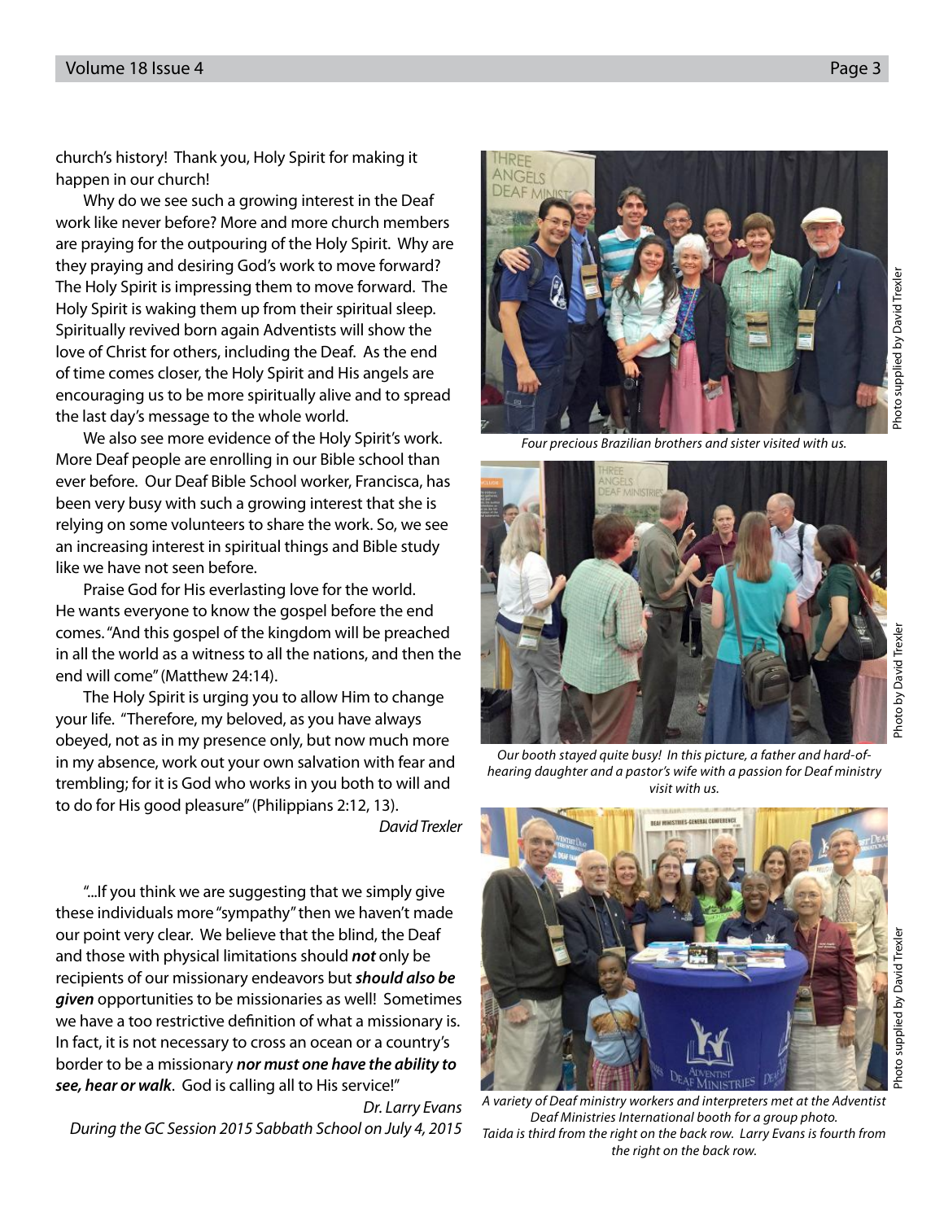church's history! Thank you, Holy Spirit for making it happen in our church!

Why do we see such a growing interest in the Deaf work like never before? More and more church members are praying for the outpouring of the Holy Spirit. Why are they praying and desiring God's work to move forward? The Holy Spirit is impressing them to move forward. The Holy Spirit is waking them up from their spiritual sleep. Spiritually revived born again Adventists will show the love of Christ for others, including the Deaf. As the end of time comes closer, the Holy Spirit and His angels are encouraging us to be more spiritually alive and to spread the last day's message to the whole world.

We also see more evidence of the Holy Spirit's work. More Deaf people are enrolling in our Bible school than ever before. Our Deaf Bible School worker, Francisca, has been very busy with such a growing interest that she is relying on some volunteers to share the work. So, we see an increasing interest in spiritual things and Bible study like we have not seen before.

Praise God for His everlasting love for the world. He wants everyone to know the gospel before the end comes. "And this gospel of the kingdom will be preached in all the world as a witness to all the nations, and then the end will come" (Matthew 24:14).

The Holy Spirit is urging you to allow Him to change your life. "Therefore, my beloved, as you have always obeyed, not as in my presence only, but now much more in my absence, work out your own salvation with fear and trembling; for it is God who works in you both to will and to do for His good pleasure" (Philippians 2:12, 13).

*David Trexler*

"...If you think we are suggesting that we simply give these individuals more "sympathy" then we haven't made our point very clear. We believe that the blind, the Deaf and those with physical limitations should ***not*** only be recipients of our missionary endeavors but ***should also be given*** opportunities to be missionaries as well! Sometimes we have a too restrictive definition of what a missionary is. In fact, it is not necessary to cross an ocean or a country's border to be a missionary ***nor must one have the ability to see, hear or walk***. God is calling all to His service!"

*Dr. Larry Evans*
*During the GC Session 2015 Sabbath School on July 4, 2015*

*Four precious Brazilian brothers and sister visited with us.*

Photo supplied by David Trexler

*Our booth stayed quite busy! In this picture, a father and hard-of-hearing daughter and a pastor's wife with a passion for Deaf ministry visit with us.*

Photo by David Trexler

*A variety of Deaf ministry workers and interpreters met at the Adventist Deaf Ministries International booth for a group photo. Taida is third from the right on the back row. Larry Evans is fourth from the right on the back row.*

Photo supplied by David Trexler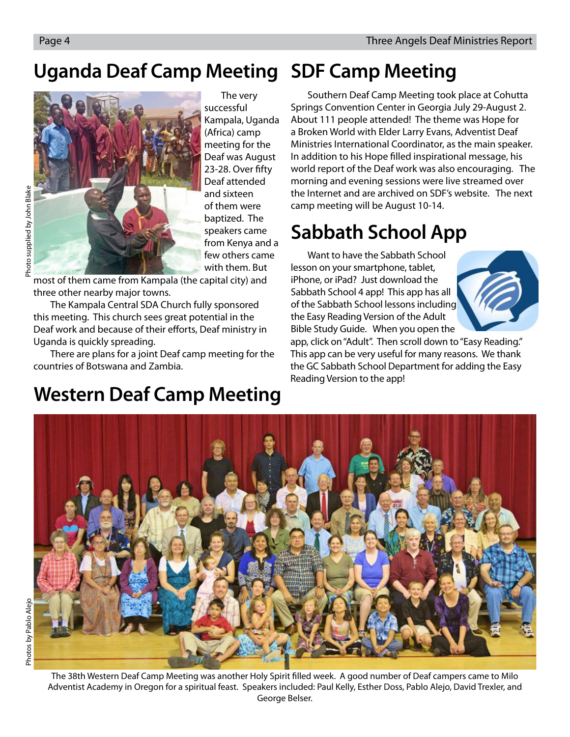# Uganda Deaf Camp Meeting

The very successful Kampala, Uganda (Africa) camp meeting for the Deaf was August 23-28. Over fifty Deaf attended and sixteen of them were baptized. The speakers came from Kenya and a few others came with them. But most of them came from Kampala (the capital city) and three other nearby major towns.

The Kampala Central SDA Church fully sponsored this meeting. This church sees great potential in the Deaf work and because of their efforts, Deaf ministry in Uganda is quickly spreading.

There are plans for a joint Deaf camp meeting for the countries of Botswana and Zambia.

Photo supplied by John Blake

# SDF Camp Meeting

Southern Deaf Camp Meeting took place at Cohutta Springs Convention Center in Georgia July 29-August 2. About 111 people attended! The theme was Hope for a Broken World with Elder Larry Evans, Adventist Deaf Ministries International Coordinator, as the main speaker. In addition to his Hope filled inspirational message, his world report of the Deaf work was also encouraging. The morning and evening sessions were live streamed over the Internet and are archived on SDF's website. The next camp meeting will be August 10-14.

# Sabbath School App

Want to have the Sabbath School lesson on your smartphone, tablet, iPhone, or iPad? Just download the Sabbath School 4 app! This app has all of the Sabbath School lessons including the Easy Reading Version of the Adult Bible Study Guide. When you open the app, click on "Adult". Then scroll down to "Easy Reading." This app can be very useful for many reasons. We thank the GC Sabbath School Department for adding the Easy Reading Version to the app!

# Western Deaf Camp Meeting

Photos by Pablo Alejo

The 38th Western Deaf Camp Meeting was another Holy Spirit filled week. A good number of Deaf campers came to Milo Adventist Academy in Oregon for a spiritual feast. Speakers included: Paul Kelly, Esther Doss, Pablo Alejo, David Trexler, and George Belser.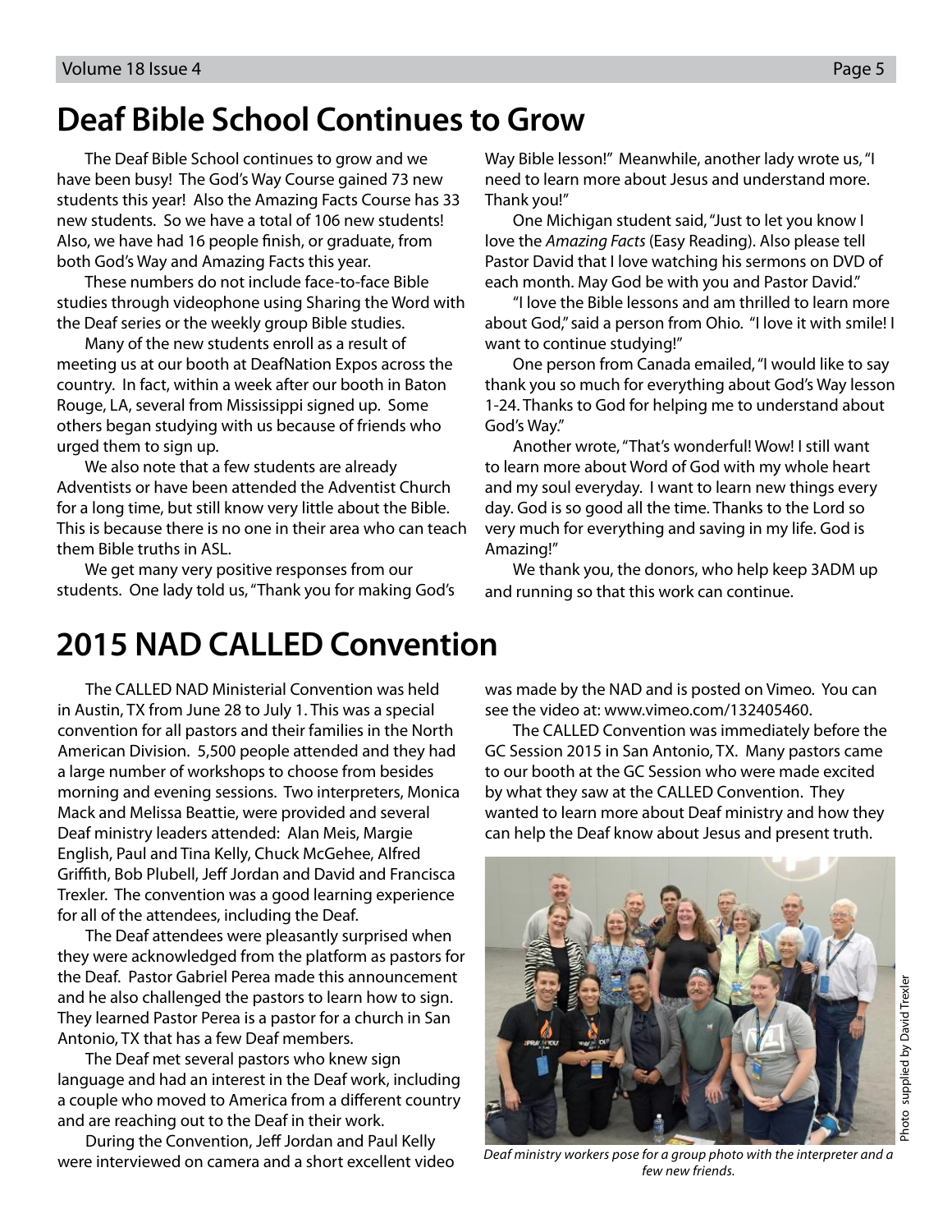# Deaf Bible School Continues to Grow

The Deaf Bible School continues to grow and we have been busy! The God's Way Course gained 73 new students this year! Also the Amazing Facts Course has 33 new students. So we have a total of 106 new students! Also, we have had 16 people finish, or graduate, from both God's Way and Amazing Facts this year.

These numbers do not include face-to-face Bible studies through videophone using Sharing the Word with the Deaf series or the weekly group Bible studies.

Many of the new students enroll as a result of meeting us at our booth at DeafNation Expos across the country. In fact, within a week after our booth in Baton Rouge, LA, several from Mississippi signed up. Some others began studying with us because of friends who urged them to sign up.

We also note that a few students are already Adventists or have been attended the Adventist Church for a long time, but still know very little about the Bible. This is because there is no one in their area who can teach them Bible truths in ASL.

We get many very positive responses from our students. One lady told us, "Thank you for making God's Way Bible lesson!" Meanwhile, another lady wrote us, "I need to learn more about Jesus and understand more. Thank you!"

One Michigan student said, "Just to let you know I love the *Amazing Facts* (Easy Reading). Also please tell Pastor David that I love watching his sermons on DVD of each month. May God be with you and Pastor David."

"I love the Bible lessons and am thrilled to learn more about God," said a person from Ohio. "I love it with smile! I want to continue studying!"

One person from Canada emailed, "I would like to say thank you so much for everything about God's Way lesson 1-24. Thanks to God for helping me to understand about God's Way."

Another wrote, "That's wonderful! Wow! I still want to learn more about Word of God with my whole heart and my soul everyday. I want to learn new things every day. God is so good all the time. Thanks to the Lord so very much for everything and saving in my life. God is Amazing!"

We thank you, the donors, who help keep 3ADM up and running so that this work can continue.

# 2015 NAD CALLED Convention

The CALLED NAD Ministerial Convention was held in Austin, TX from June 28 to July 1. This was a special convention for all pastors and their families in the North American Division. 5,500 people attended and they had a large number of workshops to choose from besides morning and evening sessions. Two interpreters, Monica Mack and Melissa Beattie, were provided and several Deaf ministry leaders attended: Alan Meis, Margie English, Paul and Tina Kelly, Chuck McGehee, Alfred Griffith, Bob Plubell, Jeff Jordan and David and Francisca Trexler. The convention was a good learning experience for all of the attendees, including the Deaf.

The Deaf attendees were pleasantly surprised when they were acknowledged from the platform as pastors for the Deaf. Pastor Gabriel Perea made this announcement and he also challenged the pastors to learn how to sign. They learned Pastor Perea is a pastor for a church in San Antonio, TX that has a few Deaf members.

The Deaf met several pastors who knew sign language and had an interest in the Deaf work, including a couple who moved to America from a different country and are reaching out to the Deaf in their work.

During the Convention, Jeff Jordan and Paul Kelly were interviewed on camera and a short excellent video was made by the NAD and is posted on Vimeo. You can see the video at: www.vimeo.com/132405460.

The CALLED Convention was immediately before the GC Session 2015 in San Antonio, TX. Many pastors came to our booth at the GC Session who were made excited by what they saw at the CALLED Convention. They wanted to learn more about Deaf ministry and how they can help the Deaf know about Jesus and present truth.

Photo supplied by David Trexler

*Deaf ministry workers pose for a group photo with the interpreter and a few new friends.*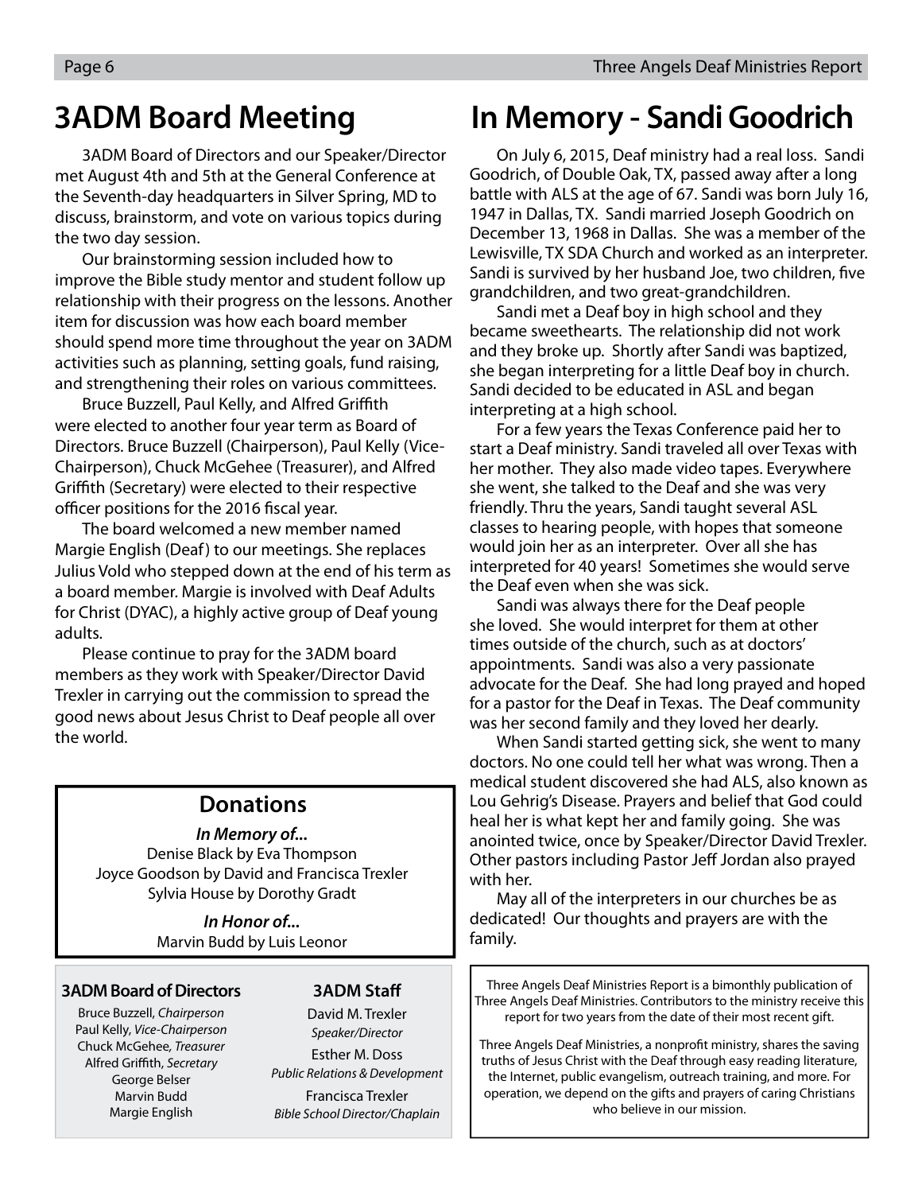# 3ADM Board Meeting

3ADM Board of Directors and our Speaker/Director met August 4th and 5th at the General Conference at the Seventh-day headquarters in Silver Spring, MD to discuss, brainstorm, and vote on various topics during the two day session.

Our brainstorming session included how to improve the Bible study mentor and student follow up relationship with their progress on the lessons. Another item for discussion was how each board member should spend more time throughout the year on 3ADM activities such as planning, setting goals, fund raising, and strengthening their roles on various committees.

Bruce Buzzell, Paul Kelly, and Alfred Griffith were elected to another four year term as Board of Directors. Bruce Buzzell (Chairperson), Paul Kelly (Vice-Chairperson), Chuck McGehee (Treasurer), and Alfred Griffith (Secretary) were elected to their respective officer positions for the 2016 fiscal year.

The board welcomed a new member named Margie English (Deaf) to our meetings. She replaces Julius Vold who stepped down at the end of his term as a board member. Margie is involved with Deaf Adults for Christ (DYAC), a highly active group of Deaf young adults.

Please continue to pray for the 3ADM board members as they work with Speaker/Director David Trexler in carrying out the commission to spread the good news about Jesus Christ to Deaf people all over the world.

## Donations

***In Memory of...***

Denise Black by Eva Thompson
Joyce Goodson by David and Francisca Trexler
Sylvia House by Dorothy Gradt

***In Honor of...***

Marvin Budd by Luis Leonor

### 3ADM Board of Directors

Bruce Buzzell, *Chairperson*
Paul Kelly, *Vice-Chairperson*
Chuck McGehee, *Treasurer*
Alfred Griffith, *Secretary*
George Belser
Marvin Budd
Margie English

### 3ADM Staff

David M. Trexler
*Speaker/Director*

Esther M. Doss
*Public Relations & Development*

Francisca Trexler
*Bible School Director/Chaplain*

# In Memory - Sandi Goodrich

On July 6, 2015, Deaf ministry had a real loss. Sandi Goodrich, of Double Oak, TX, passed away after a long battle with ALS at the age of 67. Sandi was born July 16, 1947 in Dallas, TX. Sandi married Joseph Goodrich on December 13, 1968 in Dallas. She was a member of the Lewisville, TX SDA Church and worked as an interpreter. Sandi is survived by her husband Joe, two children, five grandchildren, and two great-grandchildren.

Sandi met a Deaf boy in high school and they became sweethearts. The relationship did not work and they broke up. Shortly after Sandi was baptized, she began interpreting for a little Deaf boy in church. Sandi decided to be educated in ASL and began interpreting at a high school.

For a few years the Texas Conference paid her to start a Deaf ministry. Sandi traveled all over Texas with her mother. They also made video tapes. Everywhere she went, she talked to the Deaf and she was very friendly. Thru the years, Sandi taught several ASL classes to hearing people, with hopes that someone would join her as an interpreter. Over all she has interpreted for 40 years! Sometimes she would serve the Deaf even when she was sick.

Sandi was always there for the Deaf people she loved. She would interpret for them at other times outside of the church, such as at doctors' appointments. Sandi was also a very passionate advocate for the Deaf. She had long prayed and hoped for a pastor for the Deaf in Texas. The Deaf community was her second family and they loved her dearly.

When Sandi started getting sick, she went to many doctors. No one could tell her what was wrong. Then a medical student discovered she had ALS, also known as Lou Gehrig's Disease. Prayers and belief that God could heal her is what kept her and family going. She was anointed twice, once by Speaker/Director David Trexler. Other pastors including Pastor Jeff Jordan also prayed with her.

May all of the interpreters in our churches be as dedicated! Our thoughts and prayers are with the family.

Three Angels Deaf Ministries Report is a bimonthly publication of Three Angels Deaf Ministries. Contributors to the ministry receive this report for two years from the date of their most recent gift.

Three Angels Deaf Ministries, a nonprofit ministry, shares the saving truths of Jesus Christ with the Deaf through easy reading literature, the Internet, public evangelism, outreach training, and more. For operation, we depend on the gifts and prayers of caring Christians who believe in our mission.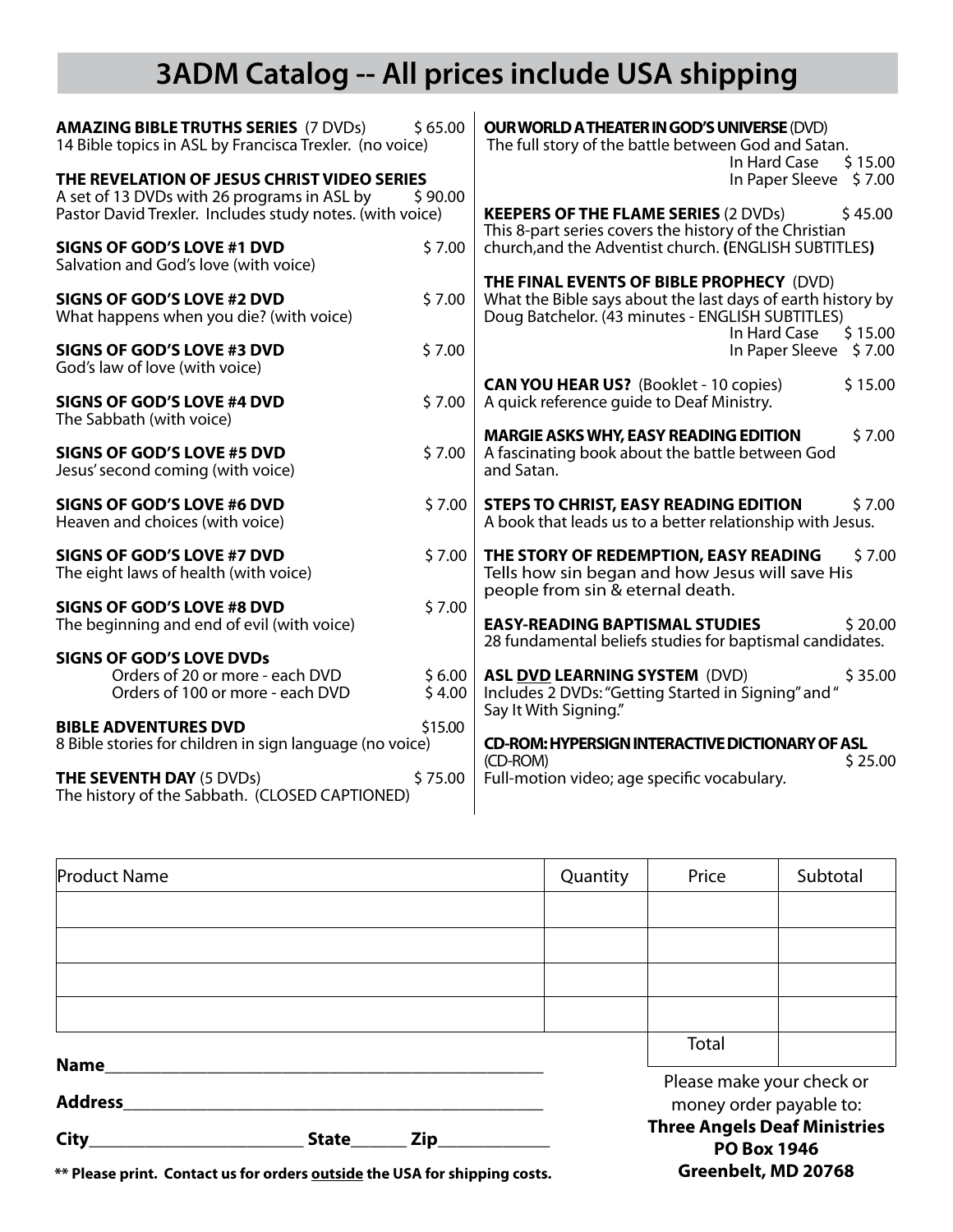# 3ADM Catalog -- All prices include USA shipping

**AMAZING BIBLE TRUTHS SERIES** (7 DVDs) $ 65.00
14 Bible topics in ASL by Francisca Trexler. (no voice)

**THE REVELATION OF JESUS CHRIST VIDEO SERIES**
A set of 13 DVDs with 26 programs in ASL by Pastor David Trexler. Includes study notes. (with voice) $ 90.00

**SIGNS OF GOD'S LOVE #1 DVD** $ 7.00
Salvation and God's love (with voice)

**SIGNS OF GOD'S LOVE #2 DVD** $ 7.00
What happens when you die? (with voice)

**SIGNS OF GOD'S LOVE #3 DVD** $ 7.00
God's law of love (with voice)

**SIGNS OF GOD'S LOVE #4 DVD** $ 7.00
The Sabbath (with voice)

**SIGNS OF GOD'S LOVE #5 DVD** $ 7.00
Jesus' second coming (with voice)

**SIGNS OF GOD'S LOVE #6 DVD** $ 7.00
Heaven and choices (with voice)

**SIGNS OF GOD'S LOVE #7 DVD** $ 7.00
The eight laws of health (with voice)

**SIGNS OF GOD'S LOVE #8 DVD** $ 7.00
The beginning and end of evil (with voice)

**SIGNS OF GOD'S LOVE DVDs**
- Orders of 20 or more - each DVD $ 6.00
- Orders of 100 or more - each DVD $ 4.00

**BIBLE ADVENTURES DVD** $15.00
8 Bible stories for children in sign language (no voice)

**THE SEVENTH DAY** (5 DVDs) $ 75.00
The history of the Sabbath. (CLOSED CAPTIONED)

**OUR WORLD A THEATER IN GOD'S UNIVERSE** (DVD)
The full story of the battle between God and Satan.
- In Hard Case $ 15.00
- In Paper Sleeve $ 7.00

**KEEPERS OF THE FLAME SERIES** (2 DVDs) $ 45.00
This 8-part series covers the history of the Christian church,and the Adventist church. **(**ENGLISH SUBTITLES**)**

**THE FINAL EVENTS OF BIBLE PROPHECY** (DVD)
What the Bible says about the last days of earth history by Doug Batchelor. (43 minutes - ENGLISH SUBTITLES)
- In Hard Case $ 15.00
- In Paper Sleeve $ 7.00

**CAN YOU HEAR US?** (Booklet - 10 copies) $ 15.00
A quick reference guide to Deaf Ministry.

**MARGIE ASKS WHY, EASY READING EDITION** $ 7.00
A fascinating book about the battle between God and Satan.

**STEPS TO CHRIST, EASY READING EDITION** $ 7.00
A book that leads us to a better relationship with Jesus.

**THE STORY OF REDEMPTION, EASY READING** $ 7.00
Tells how sin began and how Jesus will save His people from sin & eternal death.

**EASY-READING BAPTISMAL STUDIES** $ 20.00
28 fundamental beliefs studies for baptismal candidates.

**ASL <u>DVD</u> LEARNING SYSTEM** (DVD) $ 35.00
Includes 2 DVDs: "Getting Started in Signing" and " Say It With Signing."

**CD-ROM: HYPERSIGN INTERACTIVE DICTIONARY OF ASL**
(CD-ROM) $ 25.00
Full-motion video; age specific vocabulary.

| Product Name | Quantity | Price | Subtotal |
|---|---|---|---|
| | | | |
| | | | |
| | | | |
| | | | |
| | | Total | |

**Name**_______________________________________________

**Address**_____________________________________________

**City**______________________ **State**______ **Zip**____________

**\*\* Please print. Contact us for orders <u>outside</u> the USA for shipping costs.**

Please make your check or money order payable to:
**Three Angels Deaf Ministries**
**PO Box 1946**
**Greenbelt, MD 20768**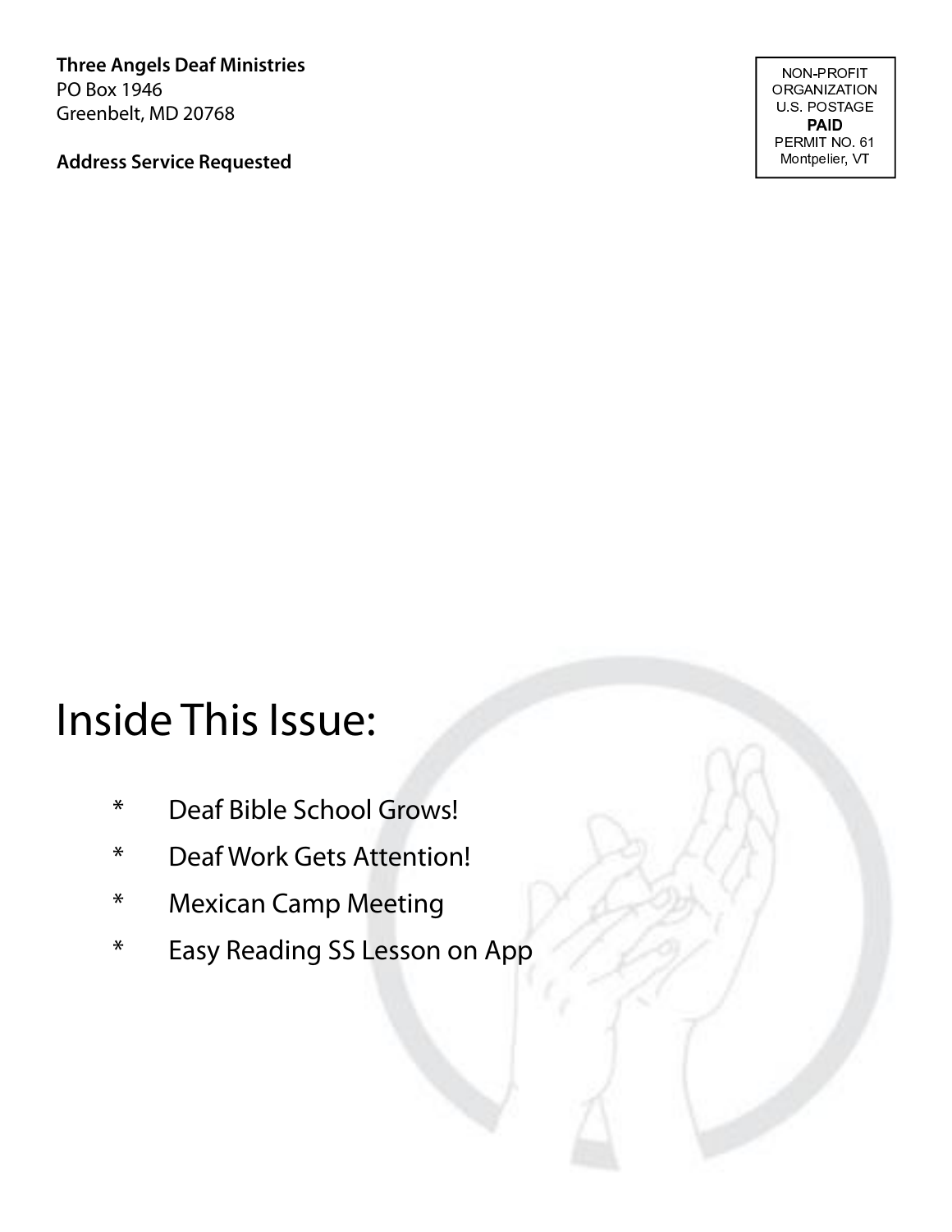**Three Angels Deaf Ministries**
PO Box 1946
Greenbelt, MD 20768

**Address Service Requested**

NON-PROFIT
ORGANIZATION
U.S. POSTAGE
**PAID**
PERMIT NO. 61
Montpelier, VT

# Inside This Issue:

* Deaf Bible School Grows!
* Deaf Work Gets Attention!
* Mexican Camp Meeting
* Easy Reading SS Lesson on App